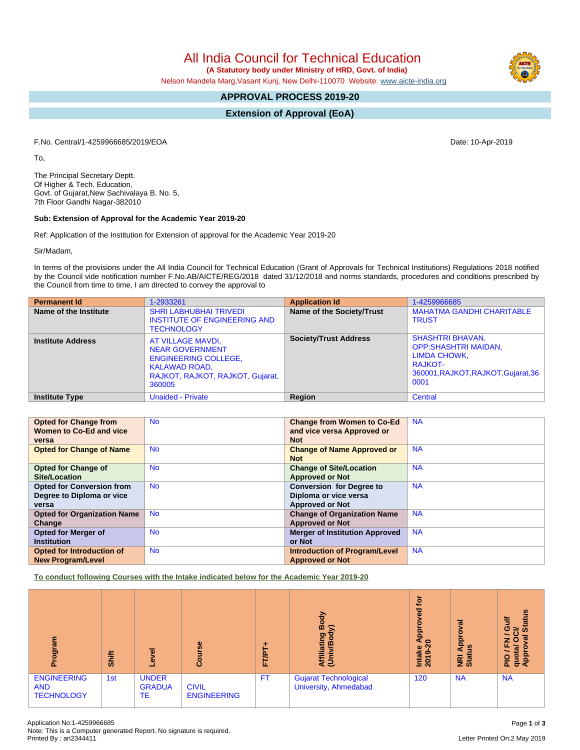# All India Council for Technical Education

**(A Statutory body under Ministry of HRD, Govt. of India)**

Nelson Mandela Marg,Vasant Kunj, New Delhi-110070 Website: www.aicte-india.org

## APPROVAL PROCESS 2019-20

## Extension of Approval (EoA)

F.No. Central/1-4259966685/2019/EOA

Date: 10-Apr-2019

To,

The Principal Secretary Deptt.
Of Higher & Tech. Education,
Govt. of Gujarat,New Sachivalaya B. No. 5,
7th Floor Gandhi Nagar-382010

**Sub: Extension of Approval for the Academic Year 2019-20**

Ref: Application of the Institution for Extension of approval for the Academic Year 2019-20

Sir/Madam,

In terms of the provisions under the All India Council for Technical Education (Grant of Approvals for Technical Institutions) Regulations 2018 notified by the Council vide notification number F.No.AB/AICTE/REG/2018 dated 31/12/2018 and norms standards, procedures and conditions prescribed by the Council from time to time, I am directed to convey the approval to

| **Permanent Id** | 1-2933261 | **Application Id** | 1-4259966685 |
|---|---|---|---|
| **Name of the Institute** | SHRI LABHUBHAI TRIVEDI INSTITUTE OF ENGINEERING AND TECHNOLOGY | **Name of the Society/Trust** | MAHATMA GANDHI CHARITABLE TRUST |
| **Institute Address** | AT VILLAGE MAVDI, NEAR GOVERNMENT ENGINEERING COLLEGE, KALAWAD ROAD, RAJKOT, RAJKOT, RAJKOT, Gujarat, 360005 | **Society/Trust Address** | SHASHTRI BHAVAN, OPP:SHASHTRI MAIDAN, LIMDA CHOWK, RAJKOT-360001,RAJKOT,RAJKOT,Gujarat,360001 |
| **Institute Type** | Unaided - Private | **Region** | Central |

| **Opted for Change from Women to Co-Ed and vice versa** | No | **Change from Women to Co-Ed and vice versa Approved or Not** | NA |
|---|---|---|---|
| **Opted for Change of Name** | No | **Change of Name Approved or Not** | NA |
| **Opted for Change of Site/Location** | No | **Change of Site/Location Approved or Not** | NA |
| **Opted for Conversion from Degree to Diploma or vice versa** | No | **Conversion for Degree to Diploma or vice versa Approved or Not** | NA |
| **Opted for Organization Name Change** | No | **Change of Organization Name Approved or Not** | NA |
| **Opted for Merger of Institution** | No | **Merger of Institution Approved or Not** | NA |
| **Opted for Introduction of New Program/Level** | No | **Introduction of Program/Level Approved or Not** | NA |

**To conduct following Courses with the Intake indicated below for the Academic Year 2019-20**

| Program | Shift | Level | Course | FT/PT+ | Affiliating Body (Univ/Body) | Intake Approved for 2019-20 | NRI Approval Status | PIO / FN / Gulf quota/ OCI/ Approval Status |
|---|---|---|---|---|---|---|---|---|
| ENGINEERING AND TECHNOLOGY | 1st | UNDER GRADUATE | CIVIL ENGINEERING | FT | Gujarat Technological University, Ahmedabad | 120 | NA | NA |

Application No:1-4259966685
Note: This is a Computer generated Report. No signature is required.
Printed By : an2344411

Letter Printed On:2 May 2019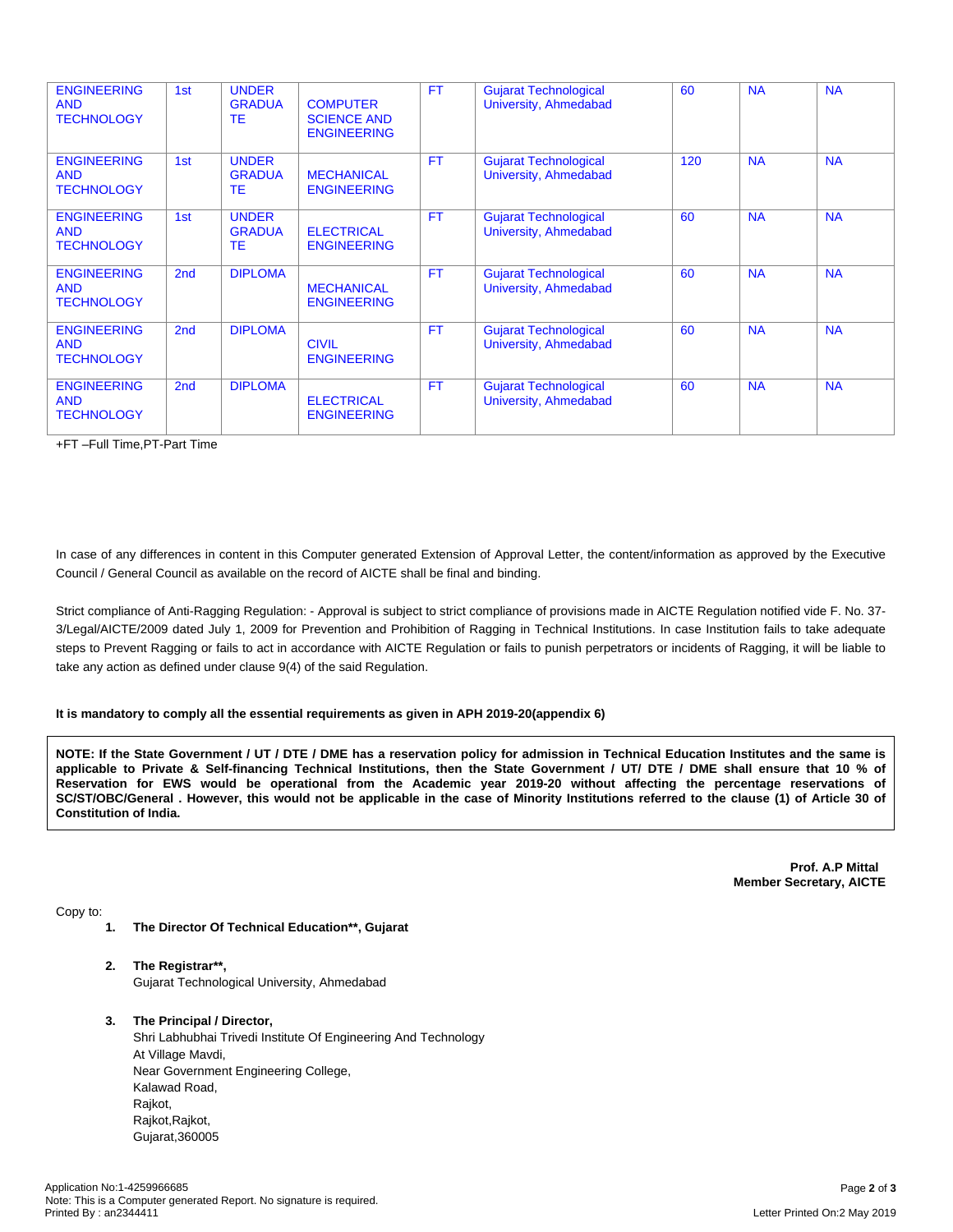| | | | | | | | | |
|---|---|---|---|---|---|---|---|---|
| ENGINEERING AND TECHNOLOGY | 1st | UNDER GRADUATE | COMPUTER SCIENCE AND ENGINEERING | FT | Gujarat Technological University, Ahmedabad | 60 | NA | NA |
| ENGINEERING AND TECHNOLOGY | 1st | UNDER GRADUATE | MECHANICAL ENGINEERING | FT | Gujarat Technological University, Ahmedabad | 120 | NA | NA |
| ENGINEERING AND TECHNOLOGY | 1st | UNDER GRADUATE | ELECTRICAL ENGINEERING | FT | Gujarat Technological University, Ahmedabad | 60 | NA | NA |
| ENGINEERING AND TECHNOLOGY | 2nd | DIPLOMA | MECHANICAL ENGINEERING | FT | Gujarat Technological University, Ahmedabad | 60 | NA | NA |
| ENGINEERING AND TECHNOLOGY | 2nd | DIPLOMA | CIVIL ENGINEERING | FT | Gujarat Technological University, Ahmedabad | 60 | NA | NA |
| ENGINEERING AND TECHNOLOGY | 2nd | DIPLOMA | ELECTRICAL ENGINEERING | FT | Gujarat Technological University, Ahmedabad | 60 | NA | NA |

+FT –Full Time,PT-Part Time

In case of any differences in content in this Computer generated Extension of Approval Letter, the content/information as approved by the Executive Council / General Council as available on the record of AICTE shall be final and binding.

Strict compliance of Anti-Ragging Regulation: - Approval is subject to strict compliance of provisions made in AICTE Regulation notified vide F. No. 37-3/Legal/AICTE/2009 dated July 1, 2009 for Prevention and Prohibition of Ragging in Technical Institutions. In case Institution fails to take adequate steps to Prevent Ragging or fails to act in accordance with AICTE Regulation or fails to punish perpetrators or incidents of Ragging, it will be liable to take any action as defined under clause 9(4) of the said Regulation.

**It is mandatory to comply all the essential requirements as given in APH 2019-20(appendix 6)**

**NOTE: If the State Government / UT / DTE / DME has a reservation policy for admission in Technical Education Institutes and the same is applicable to Private & Self-financing Technical Institutions, then the State Government / UT/ DTE / DME shall ensure that 10 % of Reservation for EWS would be operational from the Academic year 2019-20 without affecting the percentage reservations of SC/ST/OBC/General . However, this would not be applicable in the case of Minority Institutions referred to the clause (1) of Article 30 of Constitution of India.**

**Prof. A.P Mittal**
**Member Secretary, AICTE**

Copy to:

1. **The Director Of Technical Education\*\*, Gujarat**

2. **The Registrar\*\*,**
   Gujarat Technological University, Ahmedabad

3. **The Principal / Director,**
   Shri Labhubhai Trivedi Institute Of Engineering And Technology
   At Village Mavdi,
   Near Government Engineering College,
   Kalawad Road,
   Rajkot,
   Rajkot,Rajkot,
   Gujarat,360005

Application No:1-4259966685
Note: This is a Computer generated Report. No signature is required.
Printed By : an2344411

Letter Printed On:2 May 2019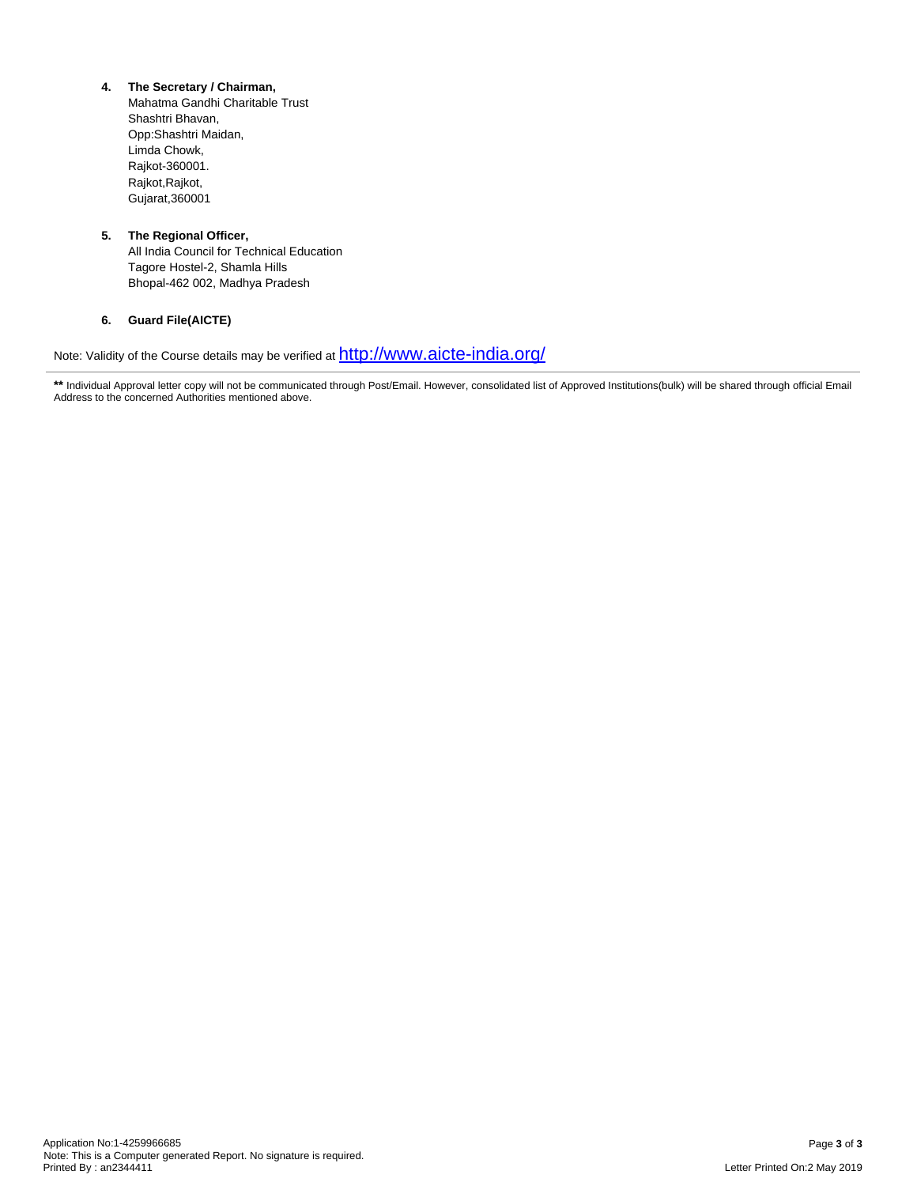4. **The Secretary / Chairman,**
   Mahatma Gandhi Charitable Trust
   Shashtri Bhavan,
   Opp:Shashtri Maidan,
   Limda Chowk,
   Rajkot-360001.
   Rajkot,Rajkot,
   Gujarat,360001

5. **The Regional Officer,**
   All India Council for Technical Education
   Tagore Hostel-2, Shamla Hills
   Bhopal-462 002, Madhya Pradesh

6. **Guard File(AICTE)**

Note: Validity of the Course details may be verified at http://www.aicte-india.org/

---

**\*\*** Individual Approval letter copy will not be communicated through Post/Email. However, consolidated list of Approved Institutions(bulk) will be shared through official Email Address to the concerned Authorities mentioned above.

Application No:1-4259966685
Note: This is a Computer generated Report. No signature is required.
Printed By : an2344411

Letter Printed On:2 May 2019